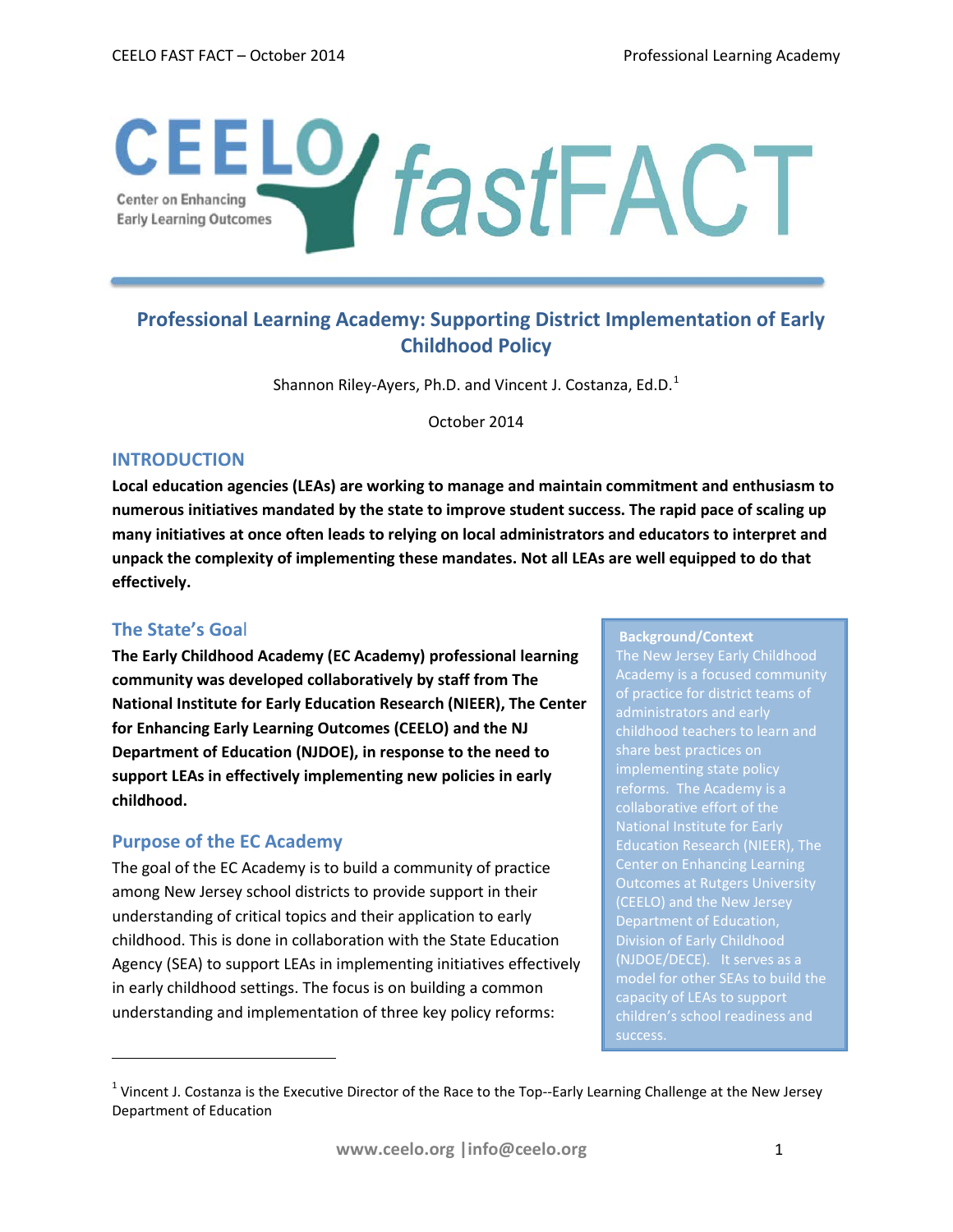# Professional Learning Academy: Supporting District Implementation of Early Childhood Policy

Shannon Riley-Ayers, Ph.D. and Vincent J. Costanza, Ed.D.[1]

October 2014

## INTRODUCTION

**Local education agencies (LEAs) are working to manage and maintain commitment and enthusiasm to numerous initiatives mandated by the state to improve student success. The rapid pace of scaling up many initiatives at once often leads to relying on local administrators and educators to interpret and unpack the complexity of implementing these mandates. Not all LEAs are well equipped to do that effectively.**

### The State's Goal

**The Early Childhood Academy (EC Academy) professional learning community was developed collaboratively by staff from The National Institute for Early Education Research (NIEER), The Center for Enhancing Early Learning Outcomes (CEELO) and the NJ Department of Education (NJDOE), in response to the need to support LEAs in effectively implementing new policies in early childhood.**

### Purpose of the EC Academy

The goal of the EC Academy is to build a community of practice among New Jersey school districts to provide support in their understanding of critical topics and their application to early childhood. This is done in collaboration with the State Education Agency (SEA) to support LEAs in implementing initiatives effectively in early childhood settings. The focus is on building a common understanding and implementation of three key policy reforms:

> **Background/Context**
> The New Jersey Early Childhood Academy is a focused community of practice for district teams of administrators and early childhood teachers to learn and share best practices on implementing state policy reforms. The Academy is a collaborative effort of the National Institute for Early Education Research (NIEER), The Center on Enhancing Learning Outcomes at Rutgers University (CEELO) and the New Jersey Department of Education, Division of Early Childhood (NJDOE/DECE). It serves as a model for other SEAs to build the capacity of LEAs to support children's school readiness and success.

[1] Vincent J. Costanza is the Executive Director of the Race to the Top--Early Learning Challenge at the New Jersey Department of Education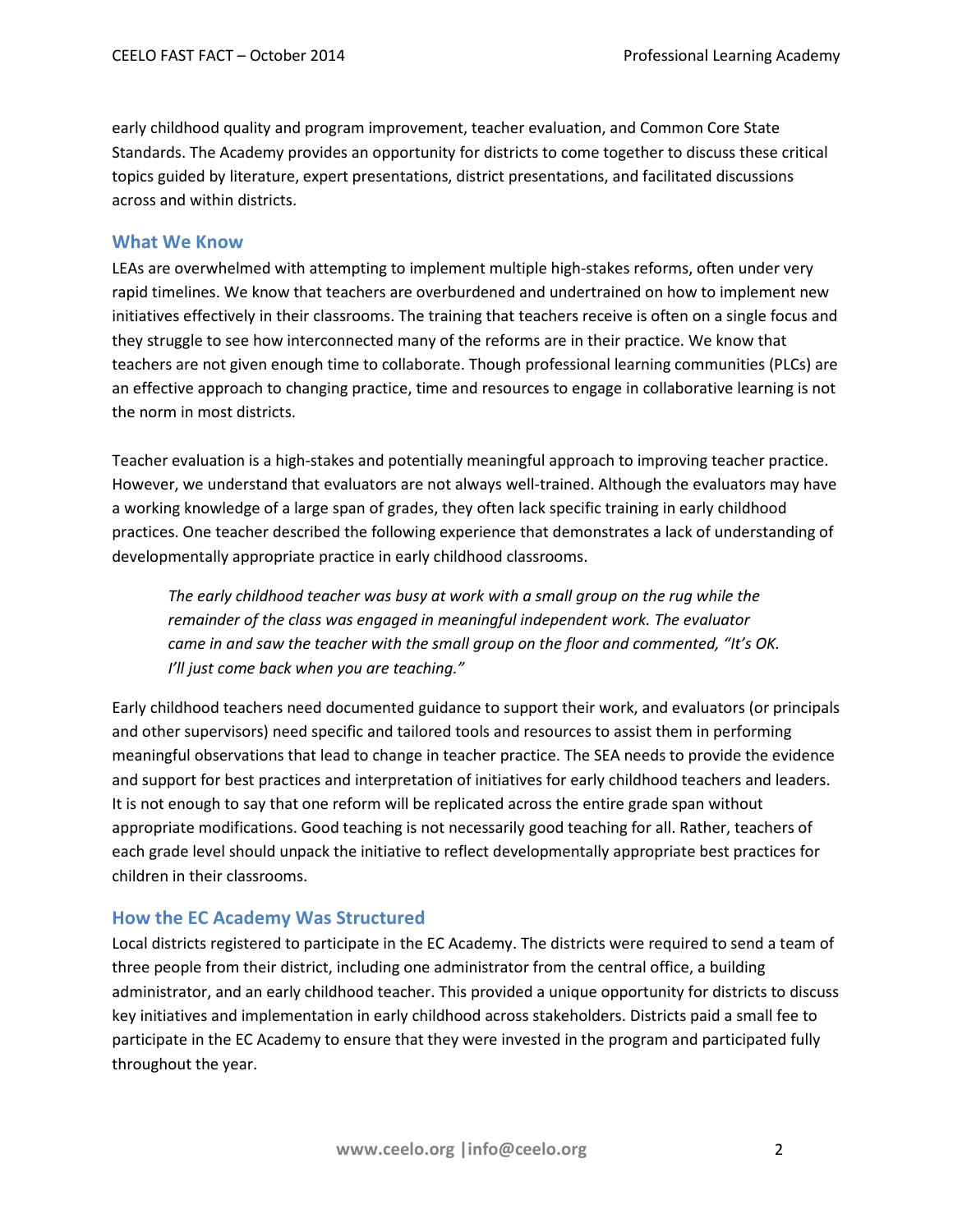early childhood quality and program improvement, teacher evaluation, and Common Core State Standards. The Academy provides an opportunity for districts to come together to discuss these critical topics guided by literature, expert presentations, district presentations, and facilitated discussions across and within districts.

## What We Know

LEAs are overwhelmed with attempting to implement multiple high-stakes reforms, often under very rapid timelines. We know that teachers are overburdened and undertrained on how to implement new initiatives effectively in their classrooms. The training that teachers receive is often on a single focus and they struggle to see how interconnected many of the reforms are in their practice. We know that teachers are not given enough time to collaborate. Though professional learning communities (PLCs) are an effective approach to changing practice, time and resources to engage in collaborative learning is not the norm in most districts.

Teacher evaluation is a high-stakes and potentially meaningful approach to improving teacher practice. However, we understand that evaluators are not always well-trained. Although the evaluators may have a working knowledge of a large span of grades, they often lack specific training in early childhood practices. One teacher described the following experience that demonstrates a lack of understanding of developmentally appropriate practice in early childhood classrooms.

> *The early childhood teacher was busy at work with a small group on the rug while the remainder of the class was engaged in meaningful independent work. The evaluator came in and saw the teacher with the small group on the floor and commented, "It's OK. I'll just come back when you are teaching."*

Early childhood teachers need documented guidance to support their work, and evaluators (or principals and other supervisors) need specific and tailored tools and resources to assist them in performing meaningful observations that lead to change in teacher practice. The SEA needs to provide the evidence and support for best practices and interpretation of initiatives for early childhood teachers and leaders. It is not enough to say that one reform will be replicated across the entire grade span without appropriate modifications. Good teaching is not necessarily good teaching for all. Rather, teachers of each grade level should unpack the initiative to reflect developmentally appropriate best practices for children in their classrooms.

## How the EC Academy Was Structured

Local districts registered to participate in the EC Academy. The districts were required to send a team of three people from their district, including one administrator from the central office, a building administrator, and an early childhood teacher. This provided a unique opportunity for districts to discuss key initiatives and implementation in early childhood across stakeholders. Districts paid a small fee to participate in the EC Academy to ensure that they were invested in the program and participated fully throughout the year.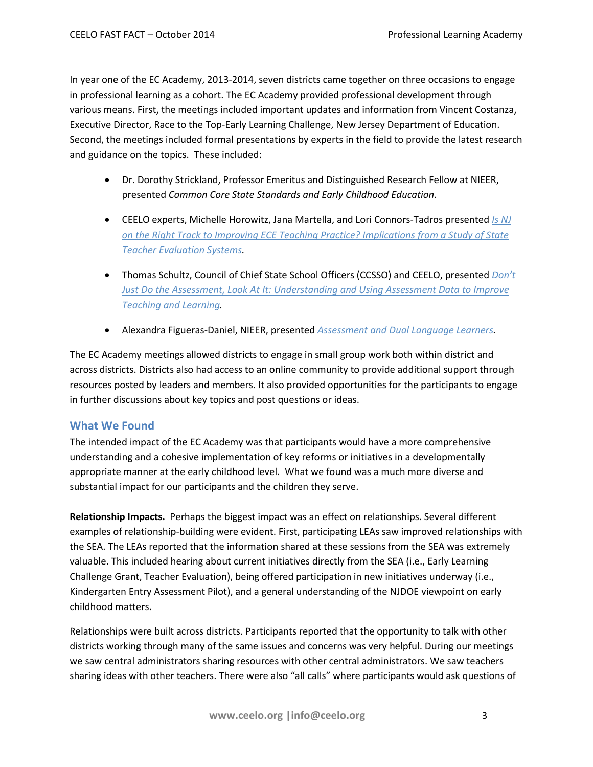In year one of the EC Academy, 2013-2014, seven districts came together on three occasions to engage in professional learning as a cohort. The EC Academy provided professional development through various means. First, the meetings included important updates and information from Vincent Costanza, Executive Director, Race to the Top-Early Learning Challenge, New Jersey Department of Education. Second, the meetings included formal presentations by experts in the field to provide the latest research and guidance on the topics. These included:

- Dr. Dorothy Strickland, Professor Emeritus and Distinguished Research Fellow at NIEER, presented *Common Core State Standards and Early Childhood Education*.
- CEELO experts, Michelle Horowitz, Jana Martella, and Lori Connors-Tadros presented *Is NJ on the Right Track to Improving ECE Teaching Practice? Implications from a Study of State Teacher Evaluation Systems*.
- Thomas Schultz, Council of Chief State School Officers (CCSSO) and CEELO, presented *Don't Just Do the Assessment, Look At It: Understanding and Using Assessment Data to Improve Teaching and Learning*.
- Alexandra Figueras-Daniel, NIEER, presented *Assessment and Dual Language Learners.*

The EC Academy meetings allowed districts to engage in small group work both within district and across districts. Districts also had access to an online community to provide additional support through resources posted by leaders and members. It also provided opportunities for the participants to engage in further discussions about key topics and post questions or ideas.

## What We Found

The intended impact of the EC Academy was that participants would have a more comprehensive understanding and a cohesive implementation of key reforms or initiatives in a developmentally appropriate manner at the early childhood level. What we found was a much more diverse and substantial impact for our participants and the children they serve.

**Relationship Impacts.** Perhaps the biggest impact was an effect on relationships. Several different examples of relationship-building were evident. First, participating LEAs saw improved relationships with the SEA. The LEAs reported that the information shared at these sessions from the SEA was extremely valuable. This included hearing about current initiatives directly from the SEA (i.e., Early Learning Challenge Grant, Teacher Evaluation), being offered participation in new initiatives underway (i.e., Kindergarten Entry Assessment Pilot), and a general understanding of the NJDOE viewpoint on early childhood matters.

Relationships were built across districts. Participants reported that the opportunity to talk with other districts working through many of the same issues and concerns was very helpful. During our meetings we saw central administrators sharing resources with other central administrators. We saw teachers sharing ideas with other teachers. There were also "all calls" where participants would ask questions of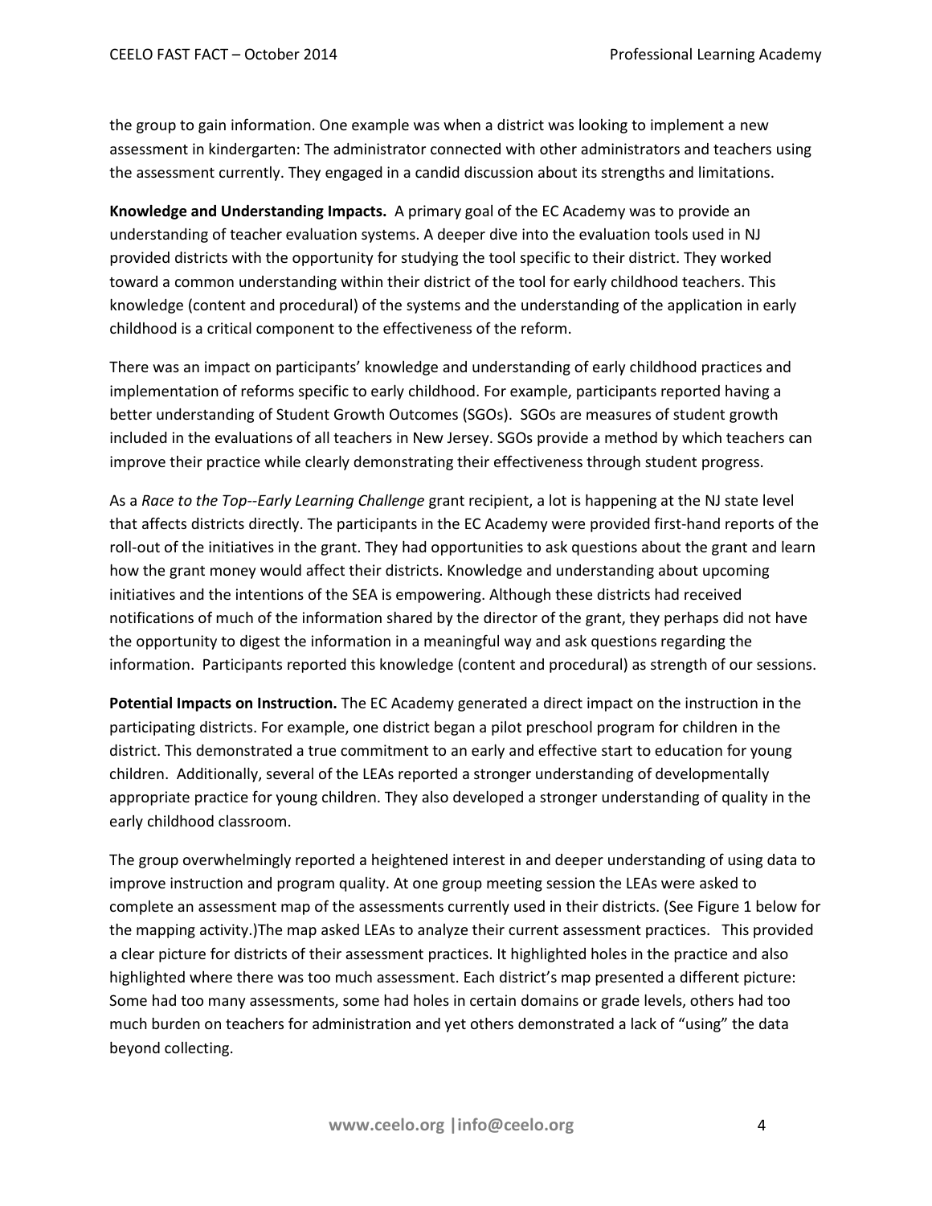the group to gain information. One example was when a district was looking to implement a new assessment in kindergarten: The administrator connected with other administrators and teachers using the assessment currently. They engaged in a candid discussion about its strengths and limitations.

**Knowledge and Understanding Impacts.** A primary goal of the EC Academy was to provide an understanding of teacher evaluation systems. A deeper dive into the evaluation tools used in NJ provided districts with the opportunity for studying the tool specific to their district. They worked toward a common understanding within their district of the tool for early childhood teachers. This knowledge (content and procedural) of the systems and the understanding of the application in early childhood is a critical component to the effectiveness of the reform.

There was an impact on participants' knowledge and understanding of early childhood practices and implementation of reforms specific to early childhood. For example, participants reported having a better understanding of Student Growth Outcomes (SGOs). SGOs are measures of student growth included in the evaluations of all teachers in New Jersey. SGOs provide a method by which teachers can improve their practice while clearly demonstrating their effectiveness through student progress.

As a *Race to the Top--Early Learning Challenge* grant recipient, a lot is happening at the NJ state level that affects districts directly. The participants in the EC Academy were provided first-hand reports of the roll-out of the initiatives in the grant. They had opportunities to ask questions about the grant and learn how the grant money would affect their districts. Knowledge and understanding about upcoming initiatives and the intentions of the SEA is empowering. Although these districts had received notifications of much of the information shared by the director of the grant, they perhaps did not have the opportunity to digest the information in a meaningful way and ask questions regarding the information. Participants reported this knowledge (content and procedural) as strength of our sessions.

**Potential Impacts on Instruction.** The EC Academy generated a direct impact on the instruction in the participating districts. For example, one district began a pilot preschool program for children in the district. This demonstrated a true commitment to an early and effective start to education for young children. Additionally, several of the LEAs reported a stronger understanding of developmentally appropriate practice for young children. They also developed a stronger understanding of quality in the early childhood classroom.

The group overwhelmingly reported a heightened interest in and deeper understanding of using data to improve instruction and program quality. At one group meeting session the LEAs were asked to complete an assessment map of the assessments currently used in their districts. (See Figure 1 below for the mapping activity.)The map asked LEAs to analyze their current assessment practices. This provided a clear picture for districts of their assessment practices. It highlighted holes in the practice and also highlighted where there was too much assessment. Each district's map presented a different picture: Some had too many assessments, some had holes in certain domains or grade levels, others had too much burden on teachers for administration and yet others demonstrated a lack of "using" the data beyond collecting.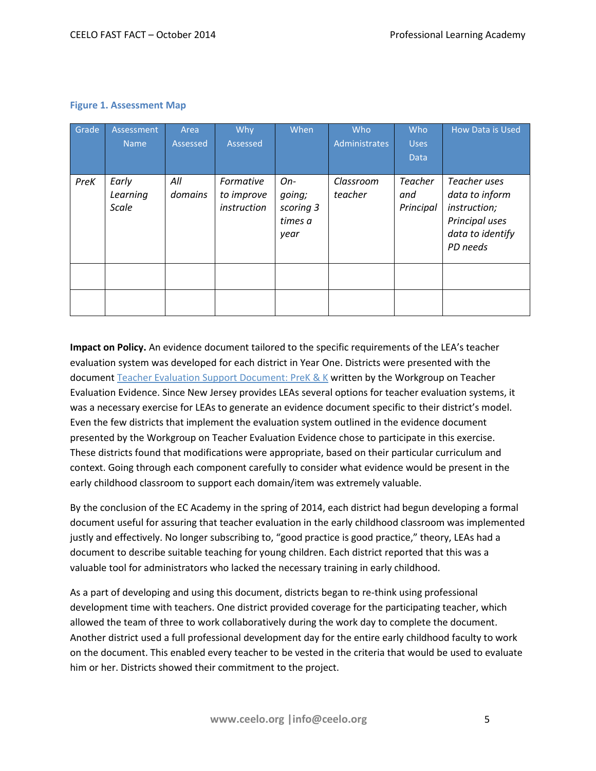**Figure 1. Assessment Map**

| Grade | Assessment Name | Area Assessed | Why Assessed | When | Who Administrates | Who Uses Data | How Data is Used |
|---|---|---|---|---|---|---|---|
| *PreK* | *Early Learning Scale* | *All domains* | *Formative to improve instruction* | *On-going; scoring 3 times a year* | *Classroom teacher* | *Teacher and Principal* | *Teacher uses data to inform instruction; Principal uses data to identify PD needs* |
| | | | | | | | |
| | | | | | | | |

**Impact on Policy.** An evidence document tailored to the specific requirements of the LEA's teacher evaluation system was developed for each district in Year One. Districts were presented with the document Teacher Evaluation Support Document: PreK & K written by the Workgroup on Teacher Evaluation Evidence. Since New Jersey provides LEAs several options for teacher evaluation systems, it was a necessary exercise for LEAs to generate an evidence document specific to their district's model. Even the few districts that implement the evaluation system outlined in the evidence document presented by the Workgroup on Teacher Evaluation Evidence chose to participate in this exercise. These districts found that modifications were appropriate, based on their particular curriculum and context. Going through each component carefully to consider what evidence would be present in the early childhood classroom to support each domain/item was extremely valuable.

By the conclusion of the EC Academy in the spring of 2014, each district had begun developing a formal document useful for assuring that teacher evaluation in the early childhood classroom was implemented justly and effectively. No longer subscribing to, "good practice is good practice," theory, LEAs had a document to describe suitable teaching for young children. Each district reported that this was a valuable tool for administrators who lacked the necessary training in early childhood.

As a part of developing and using this document, districts began to re-think using professional development time with teachers. One district provided coverage for the participating teacher, which allowed the team of three to work collaboratively during the work day to complete the document. Another district used a full professional development day for the entire early childhood faculty to work on the document. This enabled every teacher to be vested in the criteria that would be used to evaluate him or her. Districts showed their commitment to the project.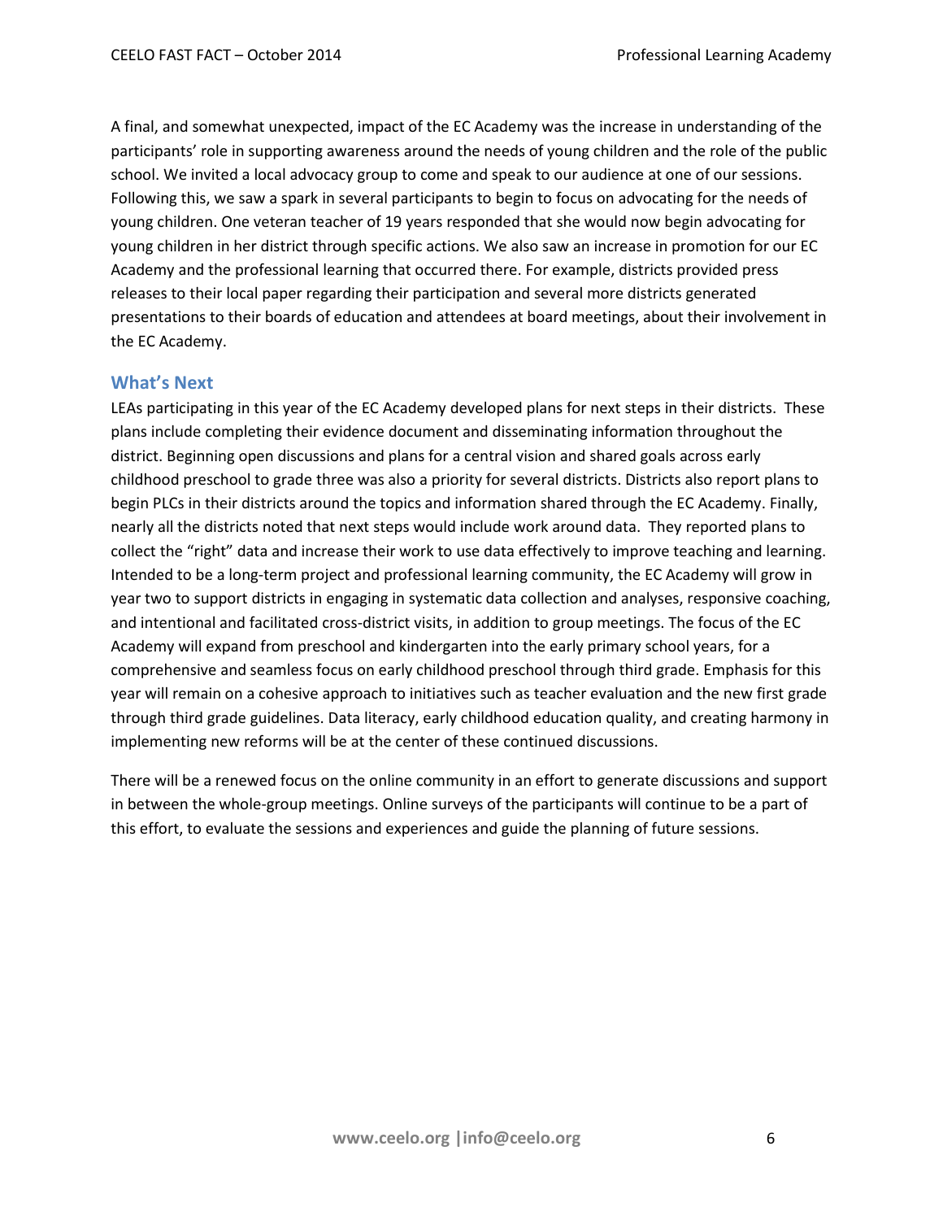A final, and somewhat unexpected, impact of the EC Academy was the increase in understanding of the participants' role in supporting awareness around the needs of young children and the role of the public school. We invited a local advocacy group to come and speak to our audience at one of our sessions. Following this, we saw a spark in several participants to begin to focus on advocating for the needs of young children. One veteran teacher of 19 years responded that she would now begin advocating for young children in her district through specific actions. We also saw an increase in promotion for our EC Academy and the professional learning that occurred there. For example, districts provided press releases to their local paper regarding their participation and several more districts generated presentations to their boards of education and attendees at board meetings, about their involvement in the EC Academy.

## What's Next

LEAs participating in this year of the EC Academy developed plans for next steps in their districts. These plans include completing their evidence document and disseminating information throughout the district. Beginning open discussions and plans for a central vision and shared goals across early childhood preschool to grade three was also a priority for several districts. Districts also report plans to begin PLCs in their districts around the topics and information shared through the EC Academy. Finally, nearly all the districts noted that next steps would include work around data. They reported plans to collect the "right" data and increase their work to use data effectively to improve teaching and learning. Intended to be a long-term project and professional learning community, the EC Academy will grow in year two to support districts in engaging in systematic data collection and analyses, responsive coaching, and intentional and facilitated cross-district visits, in addition to group meetings. The focus of the EC Academy will expand from preschool and kindergarten into the early primary school years, for a comprehensive and seamless focus on early childhood preschool through third grade. Emphasis for this year will remain on a cohesive approach to initiatives such as teacher evaluation and the new first grade through third grade guidelines. Data literacy, early childhood education quality, and creating harmony in implementing new reforms will be at the center of these continued discussions.

There will be a renewed focus on the online community in an effort to generate discussions and support in between the whole-group meetings. Online surveys of the participants will continue to be a part of this effort, to evaluate the sessions and experiences and guide the planning of future sessions.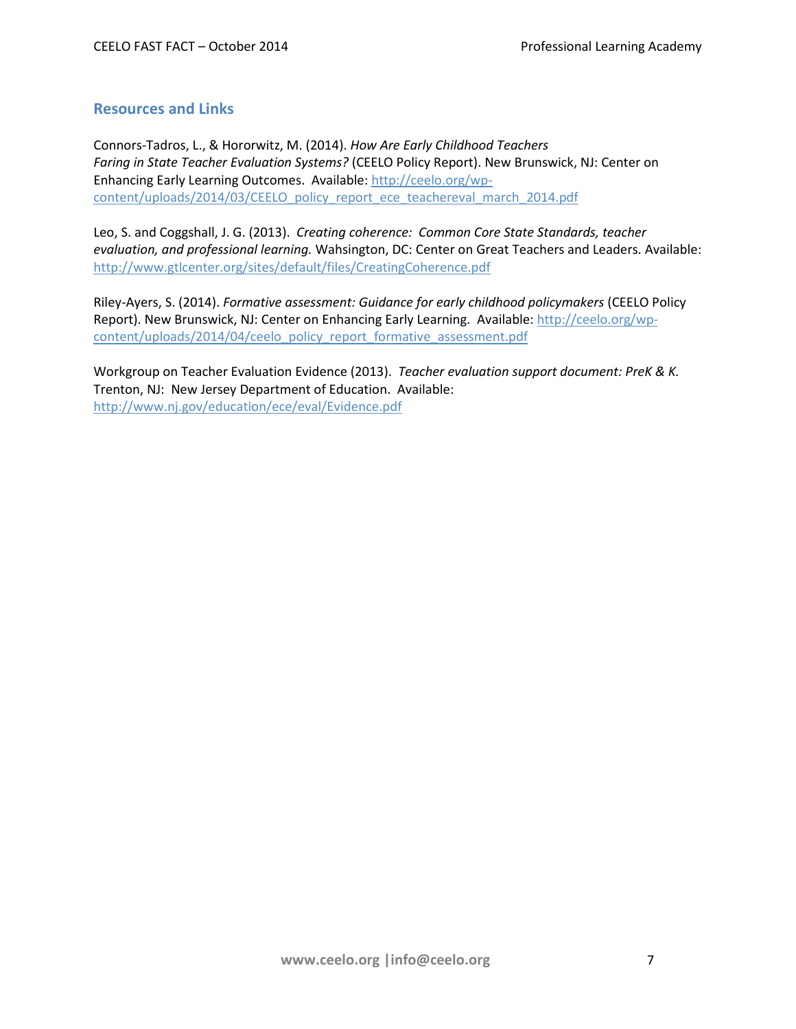## Resources and Links

Connors-Tadros, L., & Hororwitz, M. (2014). *How Are Early Childhood Teachers Faring in State Teacher Evaluation Systems?* (CEELO Policy Report). New Brunswick, NJ: Center on Enhancing Early Learning Outcomes. Available: http://ceelo.org/wp-content/uploads/2014/03/CEELO_policy_report_ece_teachereval_march_2014.pdf

Leo, S. and Coggshall, J. G. (2013). *Creating coherence: Common Core State Standards, teacher evaluation, and professional learning.* Wahsington, DC: Center on Great Teachers and Leaders. Available: http://www.gtlcenter.org/sites/default/files/CreatingCoherence.pdf

Riley-Ayers, S. (2014). *Formative assessment: Guidance for early childhood policymakers* (CEELO Policy Report). New Brunswick, NJ: Center on Enhancing Early Learning. Available: http://ceelo.org/wp-content/uploads/2014/04/ceelo_policy_report_formative_assessment.pdf

Workgroup on Teacher Evaluation Evidence (2013). *Teacher evaluation support document: PreK & K.* Trenton, NJ: New Jersey Department of Education. Available: http://www.nj.gov/education/ece/eval/Evidence.pdf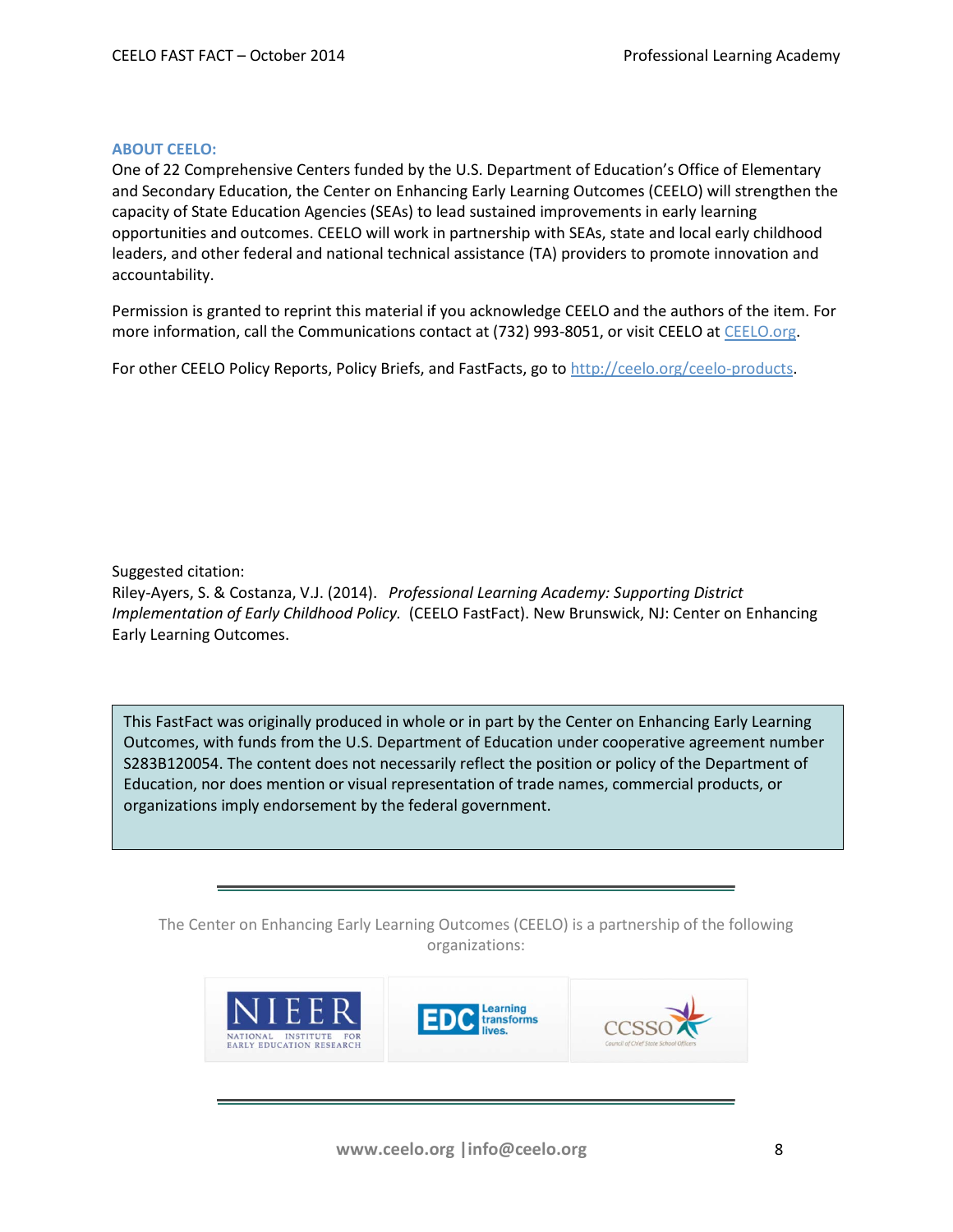### ABOUT CEELO:

One of 22 Comprehensive Centers funded by the U.S. Department of Education's Office of Elementary and Secondary Education, the Center on Enhancing Early Learning Outcomes (CEELO) will strengthen the capacity of State Education Agencies (SEAs) to lead sustained improvements in early learning opportunities and outcomes. CEELO will work in partnership with SEAs, state and local early childhood leaders, and other federal and national technical assistance (TA) providers to promote innovation and accountability.

Permission is granted to reprint this material if you acknowledge CEELO and the authors of the item. For more information, call the Communications contact at (732) 993-8051, or visit CEELO at CEELO.org.

For other CEELO Policy Reports, Policy Briefs, and FastFacts, go to http://ceelo.org/ceelo-products.

Suggested citation:
Riley-Ayers, S. & Costanza, V.J. (2014). *Professional Learning Academy: Supporting District Implementation of Early Childhood Policy.* (CEELO FastFact). New Brunswick, NJ: Center on Enhancing Early Learning Outcomes.

> This FastFact was originally produced in whole or in part by the Center on Enhancing Early Learning Outcomes, with funds from the U.S. Department of Education under cooperative agreement number S283B120054. The content does not necessarily reflect the position or policy of the Department of Education, nor does mention or visual representation of trade names, commercial products, or organizations imply endorsement by the federal government.

The Center on Enhancing Early Learning Outcomes (CEELO) is a partnership of the following organizations:

NIEER NATIONAL INSTITUTE FOR EARLY EDUCATION RESEARCH

EDC Learning transforms lives.

CCSSO Council of Chief State School Officers

www.ceelo.org | info@ceelo.org